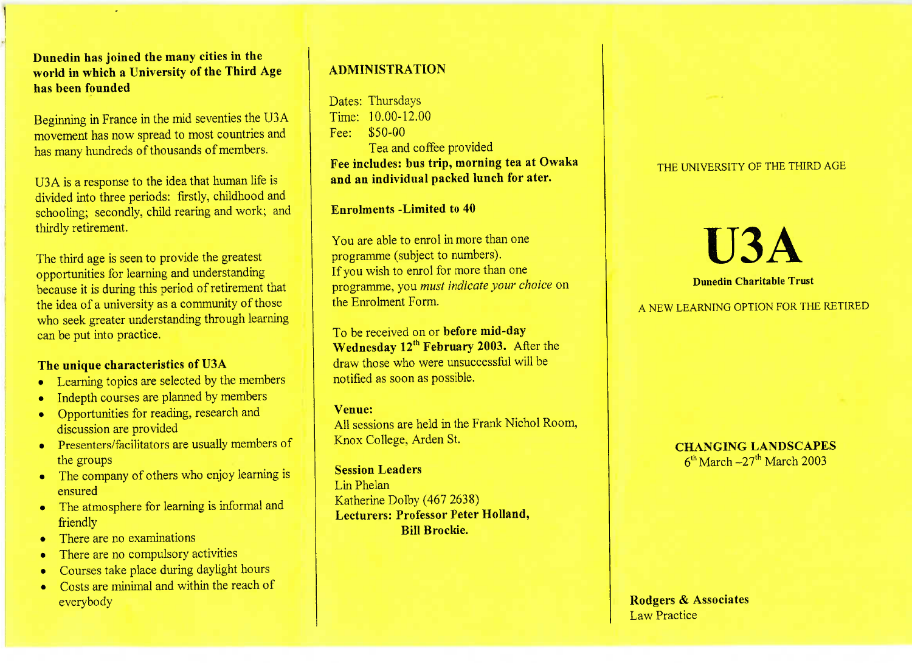**Dunedin has joined the many cities in the world in which a University of the Third Age has been founded**

Beginning in France in the mid seventies the U3A movement has now spread to most countries and has many hundreds of thousands of members.

U3A is a response to the idea that human life is divided into three periods: firstly, childhood and schooling; secondly, child rearing and work; and thirdly retirement.

The third age is seen to provide the greatest opportunities for learning and understanding because it is during this period of retirement that the idea of a university as a community of those who seek greater understanding through learning can be put into practice.

### The unique characteristics of U3A

- Learning topics are selected by the members
- Indepth courses are planned by members
- Opportunities for reading, research and discussion are provided
- Presenters/facilitators are usually members of the groups
- The company of others who enjoy learning is ensured
- The atmosphere for learning is informal and friendly
- There are no examinations
- There are no compulsory activities
- Courses take place during daylight hours
- Costs are minimal and within the reach of everybody

## ADMINISTRATION

Dates: Thursdays
Time: 10.00-12.00
Fee: $50-00
Tea and coffee provided
**Fee includes: bus trip, morning tea at Owaka and an individual packed lunch for ater.**

**Enrolments -Limited to 40**

You are able to enrol in more than one programme (subject to numbers).
If you wish to enrol for more than one programme, you *must indicate your choice* on the Enrolment Form.

To be received on or **before mid-day Wednesday 12th February 2003.** After the draw those who were unsuccessful will be notified as soon as possible.

**Venue:**
All sessions are held in the Frank Nichol Room, Knox College, Arden St.

**Session Leaders**
Lin Phelan
Katherine Dolby (467 2638)
**Lecturers: Professor Peter Holland, Bill Brockie.**

THE UNIVERSITY OF THE THIRD AGE

# U3A

**Dunedin Charitable Trust**

A NEW LEARNING OPTION FOR THE RETIRED

**CHANGING LANDSCAPES**
6th March –27th March 2003

**Rodgers & Associates**
Law Practice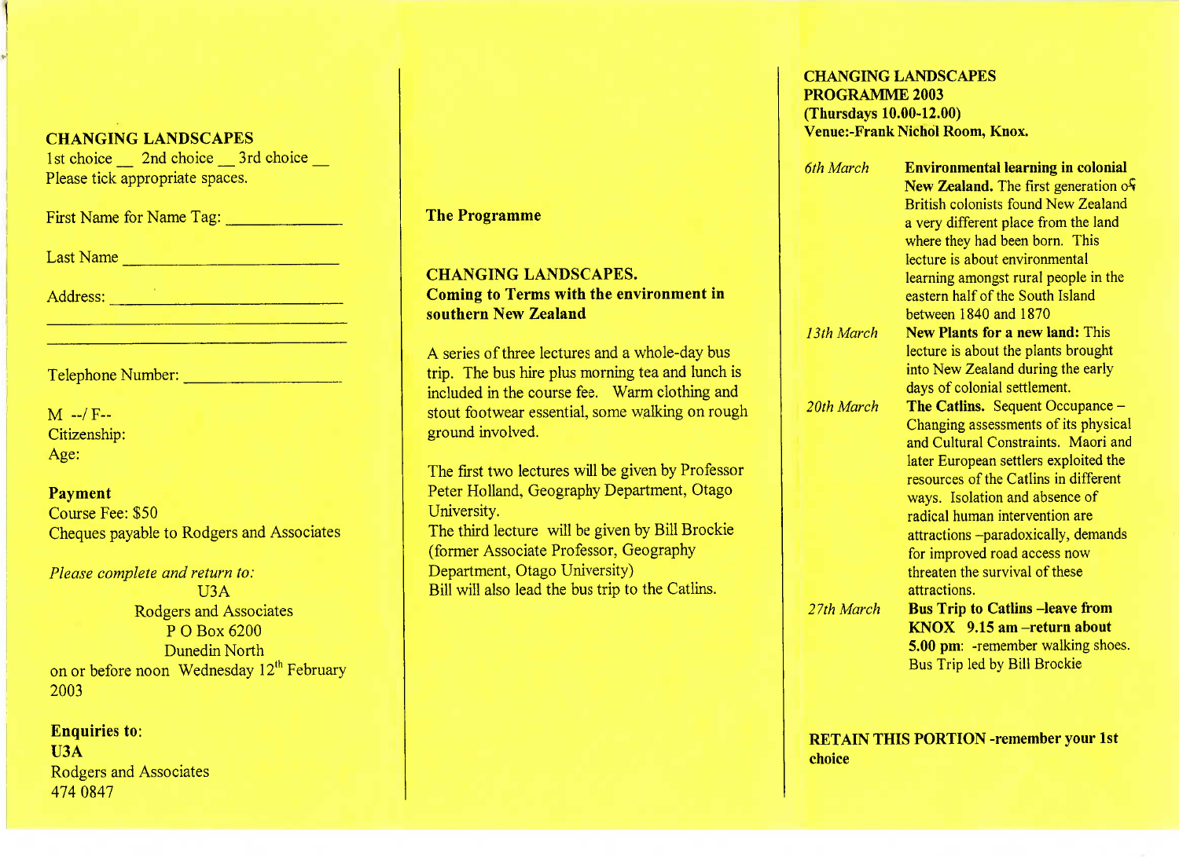## CHANGING LANDSCAPES

1st choice __ 2nd choice __ 3rd choice __
Please tick appropriate spaces.

First Name for Name Tag: ______________

Last Name ___________________________

Address: ____________________________
____________________________________
____________________________________

Telephone Number: ___________________

M --/ F--
Citizenship:
Age:

**Payment**
Course Fee: $50
Cheques payable to Rodgers and Associates

*Please complete and return to:*
U3A
Rodgers and Associates
P O Box 6200
Dunedin North
on or before noon Wednesday 12th February 2003

**Enquiries to:**
**U3A**
Rodgers and Associates
474 0847

## The Programme

### CHANGING LANDSCAPES.
### Coming to Terms with the environment in southern New Zealand

A series of three lectures and a whole-day bus trip. The bus hire plus morning tea and lunch is included in the course fee. Warm clothing and stout footwear essential, some walking on rough ground involved.

The first two lectures will be given by Professor Peter Holland, Geography Department, Otago University.
The third lecture will be given by Bill Brockie (former Associate Professor, Geography Department, Otago University)
Bill will also lead the bus trip to the Catlins.

## CHANGING LANDSCAPES PROGRAMME 2003
**(Thursdays 10.00-12.00)**
**Venue:-Frank Nichol Room, Knox.**

| | |
|---|---|
| *6th March* | **Environmental learning in colonial New Zealand.** The first generation of British colonists found New Zealand a very different place from the land where they had been born. This lecture is about environmental learning amongst rural people in the eastern half of the South Island between 1840 and 1870 |
| *13th March* | **New Plants for a new land:** This lecture is about the plants brought into New Zealand during the early days of colonial settlement. |
| *20th March* | **The Catlins.** Sequent Occupance – Changing assessments of its physical and Cultural Constraints. Maori and later European settlers exploited the resources of the Catlins in different ways. Isolation and absence of radical human intervention are attractions –paradoxically, demands for improved road access now threaten the survival of these attractions. |
| *27th March* | **Bus Trip to Catlins –leave from KNOX 9.15 am –return about 5.00 pm**: -remember walking shoes. Bus Trip led by Bill Brockie |

**RETAIN THIS PORTION -remember your 1st choice**